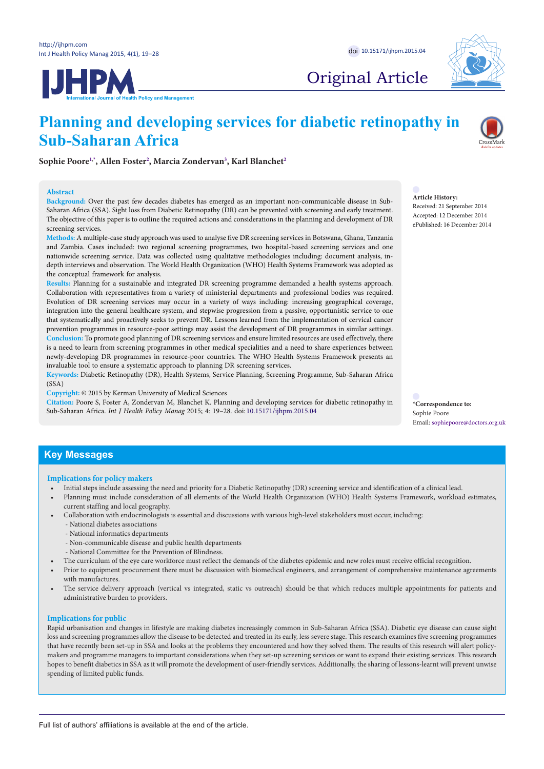Original Article

# Planning and developing services for diabetic retinopathy in Sub-Saharan Africa

**Sophie Poore[1,*], Allen Foster[2], Marcia Zondervan[3], Karl Blanchet[2]**

## Abstract

**Background:** Over the past few decades diabetes has emerged as an important non-communicable disease in Sub-Saharan Africa (SSA). Sight loss from Diabetic Retinopathy (DR) can be prevented with screening and early treatment. The objective of this paper is to outline the required actions and considerations in the planning and development of DR screening services.

**Methods:** A multiple-case study approach was used to analyse five DR screening services in Botswana, Ghana, Tanzania and Zambia. Cases included: two regional screening programmes, two hospital-based screening services and one nationwide screening service. Data was collected using qualitative methodologies including: document analysis, in-depth interviews and observation. The World Health Organization (WHO) Health Systems Framework was adopted as the conceptual framework for analysis.

**Results:** Planning for a sustainable and integrated DR screening programme demanded a health systems approach. Collaboration with representatives from a variety of ministerial departments and professional bodies was required. Evolution of DR screening services may occur in a variety of ways including: increasing geographical coverage, integration into the general healthcare system, and stepwise progression from a passive, opportunistic service to one that systematically and proactively seeks to prevent DR. Lessons learned from the implementation of cervical cancer prevention programmes in resource-poor settings may assist the development of DR programmes in similar settings.

**Conclusion:** To promote good planning of DR screening services and ensure limited resources are used effectively, there is a need to learn from screening programmes in other medical specialities and a need to share experiences between newly-developing DR programmes in resource-poor countries. The WHO Health Systems Framework presents an invaluable tool to ensure a systematic approach to planning DR screening services.

**Keywords:** Diabetic Retinopathy (DR), Health Systems, Service Planning, Screening Programme, Sub-Saharan Africa (SSA)

**Copyright:** © 2015 by Kerman University of Medical Sciences

**Citation:** Poore S, Foster A, Zondervan M, Blanchet K. Planning and developing services for diabetic retinopathy in Sub-Saharan Africa. *Int J Health Policy Manag* 2015; 4: 19–28. doi:10.15171/ijhpm.2015.04

**Article History:**
Received: 21 September 2014
Accepted: 12 December 2014
ePublished: 16 December 2014

*Correspondence to:
Sophie Poore
Email: sophiepoore@doctors.org.uk

## Key Messages

### Implications for policy makers

- Initial steps include assessing the need and priority for a Diabetic Retinopathy (DR) screening service and identification of a clinical lead.
- Planning must include consideration of all elements of the World Health Organization (WHO) Health Systems Framework, workload estimates, current staffing and local geography.
- Collaboration with endocrinologists is essential and discussions with various high-level stakeholders must occur, including:
  - National diabetes associations
  - National informatics departments
  - Non-communicable disease and public health departments
  - National Committee for the Prevention of Blindness.
- The curriculum of the eye care workforce must reflect the demands of the diabetes epidemic and new roles must receive official recognition.
- Prior to equipment procurement there must be discussion with biomedical engineers, and arrangement of comprehensive maintenance agreements with manufactures.
- The service delivery approach (vertical vs integrated, static vs outreach) should be that which reduces multiple appointments for patients and administrative burden to providers.

### Implications for public

Rapid urbanisation and changes in lifestyle are making diabetes increasingly common in Sub-Saharan Africa (SSA). Diabetic eye disease can cause sight loss and screening programmes allow the disease to be detected and treated in its early, less severe stage. This research examines five screening programmes that have recently been set-up in SSA and looks at the problems they encountered and how they solved them. The results of this research will alert policy-makers and programme managers to important considerations when they set-up screening services or want to expand their existing services. This research hopes to benefit diabetics in SSA as it will promote the development of user-friendly services. Additionally, the sharing of lessons-learnt will prevent unwise spending of limited public funds.

Full list of authors' affiliations is available at the end of the article.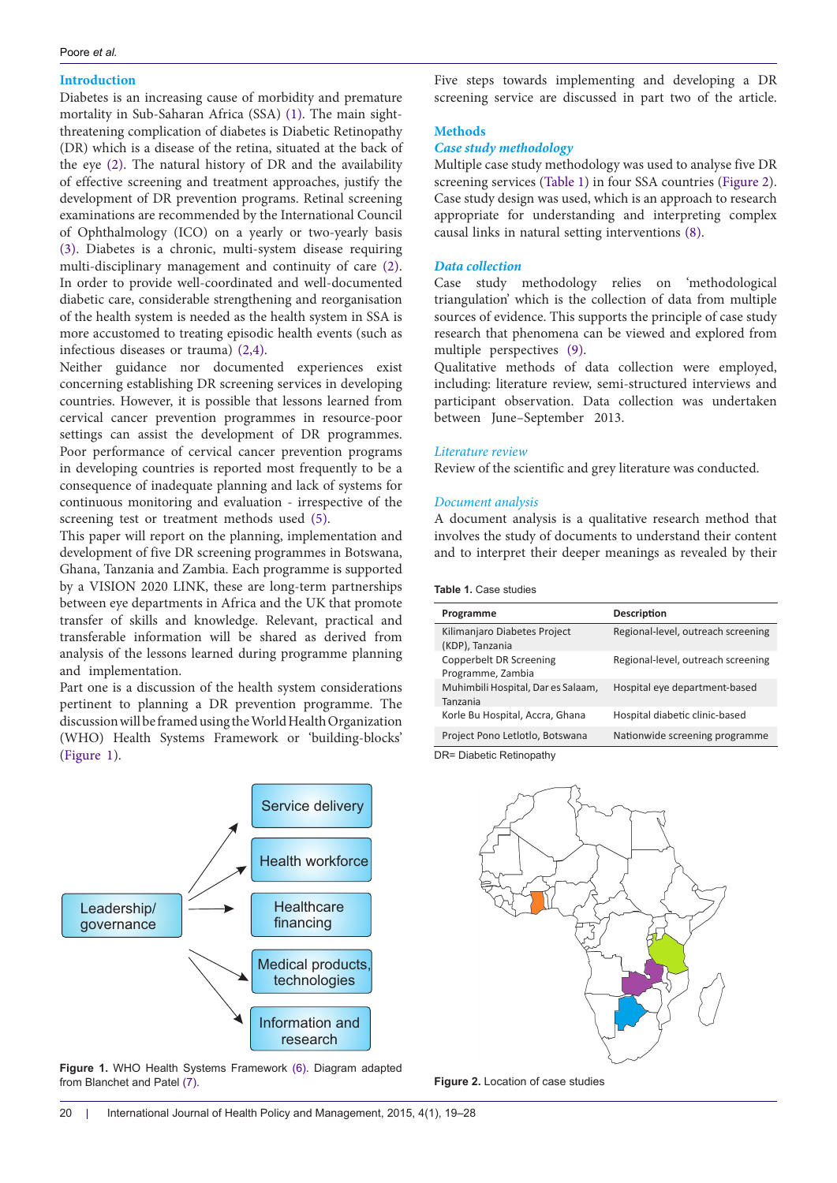## Introduction

Diabetes is an increasing cause of morbidity and premature mortality in Sub-Saharan Africa (SSA) (1). The main sight-threatening complication of diabetes is Diabetic Retinopathy (DR) which is a disease of the retina, situated at the back of the eye (2). The natural history of DR and the availability of effective screening and treatment approaches, justify the development of DR prevention programs. Retinal screening examinations are recommended by the International Council of Ophthalmology (ICO) on a yearly or two-yearly basis (3). Diabetes is a chronic, multi-system disease requiring multi-disciplinary management and continuity of care (2). In order to provide well-coordinated and well-documented diabetic care, considerable strengthening and reorganisation of the health system is needed as the health system in SSA is more accustomed to treating episodic health events (such as infectious diseases or trauma) (2,4).

Neither guidance nor documented experiences exist concerning establishing DR screening services in developing countries. However, it is possible that lessons learned from cervical cancer prevention programmes in resource-poor settings can assist the development of DR programmes. Poor performance of cervical cancer prevention programs in developing countries is reported most frequently to be a consequence of inadequate planning and lack of systems for continuous monitoring and evaluation - irrespective of the screening test or treatment methods used (5).

This paper will report on the planning, implementation and development of five DR screening programmes in Botswana, Ghana, Tanzania and Zambia. Each programme is supported by a VISION 2020 LINK, these are long-term partnerships between eye departments in Africa and the UK that promote transfer of skills and knowledge. Relevant, practical and transferable information will be shared as derived from analysis of the lessons learned during programme planning and implementation.

Part one is a discussion of the health system considerations pertinent to planning a DR prevention programme. The discussion will be framed using the World Health Organization (WHO) Health Systems Framework or 'building-blocks' (Figure 1).

Leadership/ governance

Service delivery

Health workforce

Healthcare financing

Medical products, technologies

Information and research

**Figure 1.** WHO Health Systems Framework (6). Diagram adapted from Blanchet and Patel (7).

Five steps towards implementing and developing a DR screening service are discussed in part two of the article.

## Methods

### *Case study methodology*

Multiple case study methodology was used to analyse five DR screening services (Table 1) in four SSA countries (Figure 2). Case study design was used, which is an approach to research appropriate for understanding and interpreting complex causal links in natural setting interventions (8).

### *Data collection*

Case study methodology relies on 'methodological triangulation' which is the collection of data from multiple sources of evidence. This supports the principle of case study research that phenomena can be viewed and explored from multiple perspectives (9).

Qualitative methods of data collection were employed, including: literature review, semi-structured interviews and participant observation. Data collection was undertaken between June–September 2013.

#### *Literature review*

Review of the scientific and grey literature was conducted.

#### *Document analysis*

A document analysis is a qualitative research method that involves the study of documents to understand their content and to interpret their deeper meanings as revealed by their

**Table 1.** Case studies

| Programme | Description |
|---|---|
| Kilimanjaro Diabetes Project (KDP), Tanzania | Regional-level, outreach screening |
| Copperbelt DR Screening Programme, Zambia | Regional-level, outreach screening |
| Muhimbili Hospital, Dar es Salaam, Tanzania | Hospital eye department-based |
| Korle Bu Hospital, Accra, Ghana | Hospital diabetic clinic-based |
| Project Pono Letlotlo, Botswana | Nationwide screening programme |

DR= Diabetic Retinopathy

**Figure 2.** Location of case studies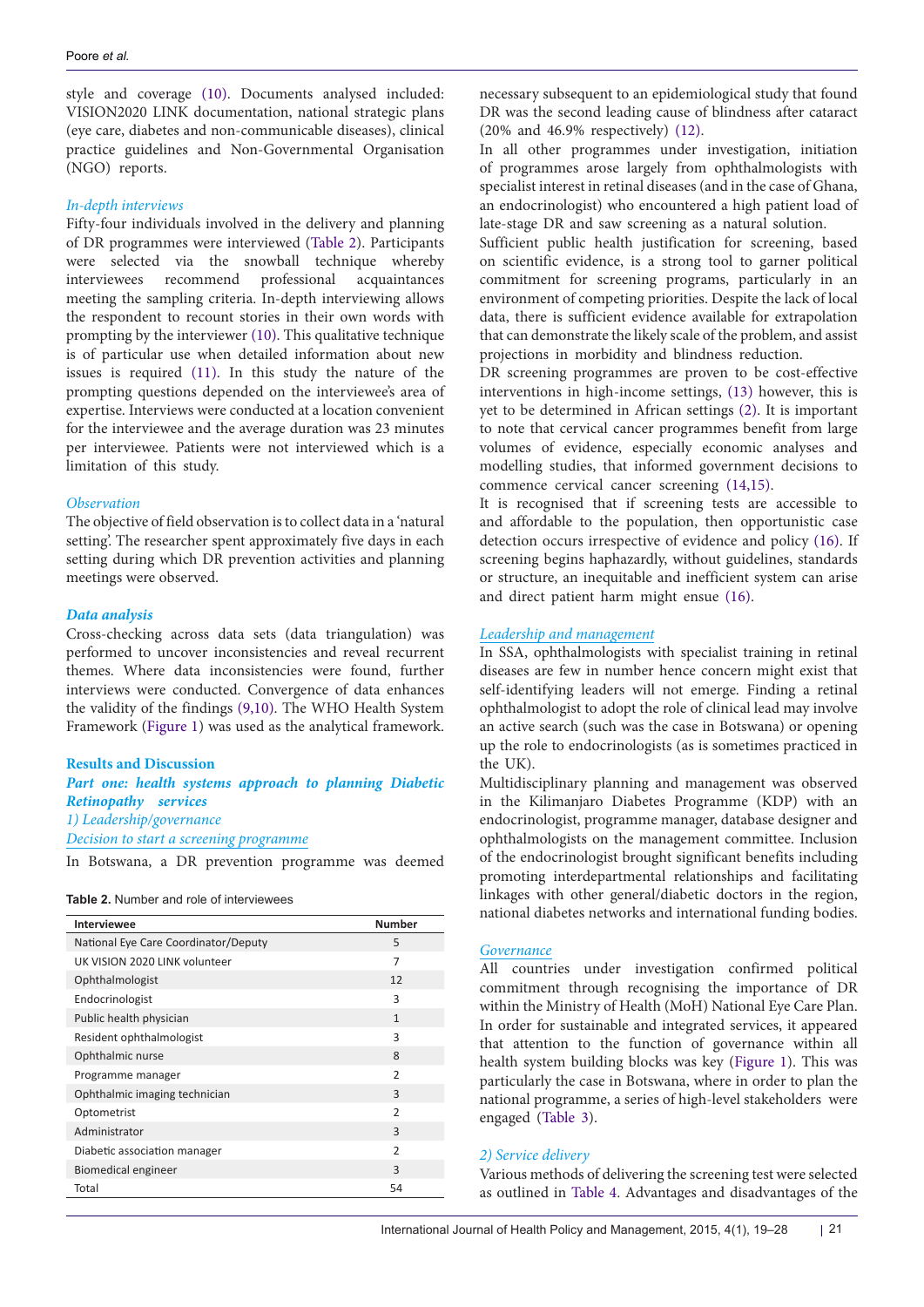style and coverage (10). Documents analysed included: VISION2020 LINK documentation, national strategic plans (eye care, diabetes and non-communicable diseases), clinical practice guidelines and Non-Governmental Organisation (NGO) reports.

*In-depth interviews*

Fifty-four individuals involved in the delivery and planning of DR programmes were interviewed (Table 2). Participants were selected via the snowball technique whereby interviewees recommend professional acquaintances meeting the sampling criteria. In-depth interviewing allows the respondent to recount stories in their own words with prompting by the interviewer (10). This qualitative technique is of particular use when detailed information about new issues is required (11). In this study the nature of the prompting questions depended on the interviewee's area of expertise. Interviews were conducted at a location convenient for the interviewee and the average duration was 23 minutes per interviewee. Patients were not interviewed which is a limitation of this study.

*Observation*

The objective of field observation is to collect data in a 'natural setting'. The researcher spent approximately five days in each setting during which DR prevention activities and planning meetings were observed.

***Data analysis***

Cross-checking across data sets (data triangulation) was performed to uncover inconsistencies and reveal recurrent themes. Where data inconsistencies were found, further interviews were conducted. Convergence of data enhances the validity of the findings (9,10). The WHO Health System Framework (Figure 1) was used as the analytical framework.

## Results and Discussion

### *Part one: health systems approach to planning Diabetic Retinopathy services*

*1) Leadership/governance*

*Decision to start a screening programme*

In Botswana, a DR prevention programme was deemed necessary subsequent to an epidemiological study that found DR was the second leading cause of blindness after cataract (20% and 46.9% respectively) (12).

**Table 2.** Number and role of interviewees

| Interviewee | Number |
|---|---|
| National Eye Care Coordinator/Deputy | 5 |
| UK VISION 2020 LINK volunteer | 7 |
| Ophthalmologist | 12 |
| Endocrinologist | 3 |
| Public health physician | 1 |
| Resident ophthalmologist | 3 |
| Ophthalmic nurse | 8 |
| Programme manager | 2 |
| Ophthalmic imaging technician | 3 |
| Optometrist | 2 |
| Administrator | 3 |
| Diabetic association manager | 2 |
| Biomedical engineer | 3 |
| Total | 54 |

In all other programmes under investigation, initiation of programmes arose largely from ophthalmologists with specialist interest in retinal diseases (and in the case of Ghana, an endocrinologist) who encountered a high patient load of late-stage DR and saw screening as a natural solution.

Sufficient public health justification for screening, based on scientific evidence, is a strong tool to garner political commitment for screening programs, particularly in an environment of competing priorities. Despite the lack of local data, there is sufficient evidence available for extrapolation that can demonstrate the likely scale of the problem, and assist projections in morbidity and blindness reduction.

DR screening programmes are proven to be cost-effective interventions in high-income settings, (13) however, this is yet to be determined in African settings (2). It is important to note that cervical cancer programmes benefit from large volumes of evidence, especially economic analyses and modelling studies, that informed government decisions to commence cervical cancer screening (14,15).

It is recognised that if screening tests are accessible to and affordable to the population, then opportunistic case detection occurs irrespective of evidence and policy (16). If screening begins haphazardly, without guidelines, standards or structure, an inequitable and inefficient system can arise and direct patient harm might ensue (16).

*Leadership and management*

In SSA, ophthalmologists with specialist training in retinal diseases are few in number hence concern might exist that self-identifying leaders will not emerge. Finding a retinal ophthalmologist to adopt the role of clinical lead may involve an active search (such was the case in Botswana) or opening up the role to endocrinologists (as is sometimes practiced in the UK).

Multidisciplinary planning and management was observed in the Kilimanjaro Diabetes Programme (KDP) with an endocrinologist, programme manager, database designer and ophthalmologists on the management committee. Inclusion of the endocrinologist brought significant benefits including promoting interdepartmental relationships and facilitating linkages with other general/diabetic doctors in the region, national diabetes networks and international funding bodies.

*Governance*

All countries under investigation confirmed political commitment through recognising the importance of DR within the Ministry of Health (MoH) National Eye Care Plan. In order for sustainable and integrated services, it appeared that attention to the function of governance within all health system building blocks was key (Figure 1). This was particularly the case in Botswana, where in order to plan the national programme, a series of high-level stakeholders were engaged (Table 3).

*2) Service delivery*

Various methods of delivering the screening test were selected as outlined in Table 4. Advantages and disadvantages of the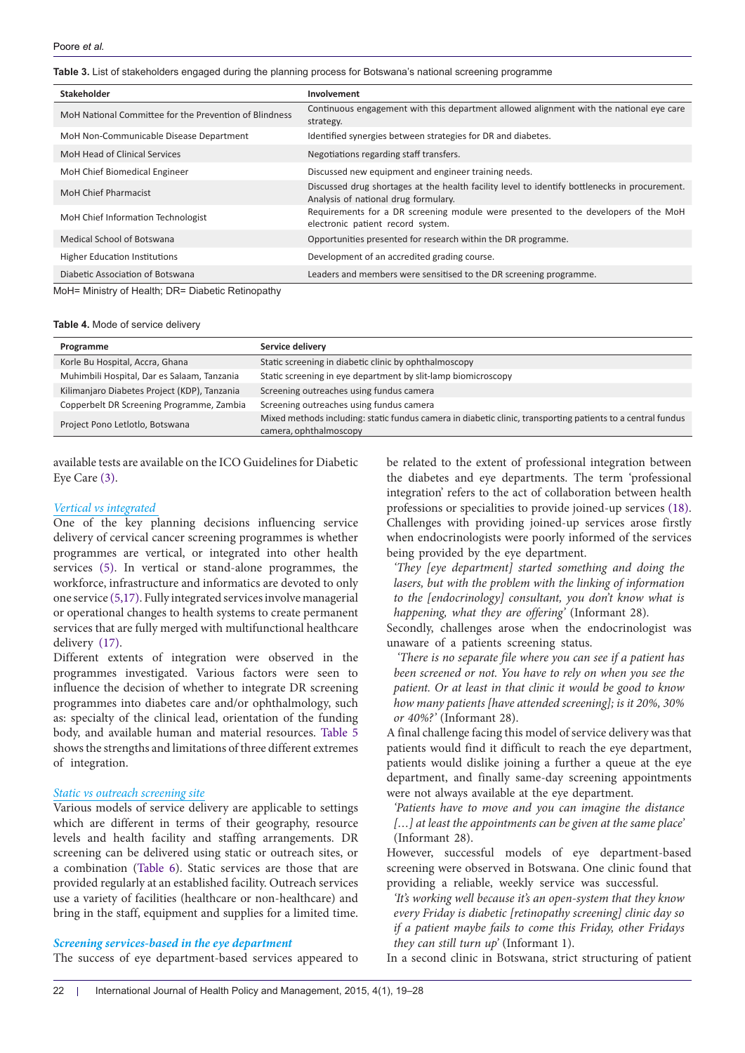**Table 3.** List of stakeholders engaged during the planning process for Botswana's national screening programme

| Stakeholder | Involvement |
|---|---|
| MoH National Committee for the Prevention of Blindness | Continuous engagement with this department allowed alignment with the national eye care strategy. |
| MoH Non-Communicable Disease Department | Identified synergies between strategies for DR and diabetes. |
| MoH Head of Clinical Services | Negotiations regarding staff transfers. |
| MoH Chief Biomedical Engineer | Discussed new equipment and engineer training needs. |
| MoH Chief Pharmacist | Discussed drug shortages at the health facility level to identify bottlenecks in procurement. Analysis of national drug formulary. |
| MoH Chief Information Technologist | Requirements for a DR screening module were presented to the developers of the MoH electronic patient record system. |
| Medical School of Botswana | Opportunities presented for research within the DR programme. |
| Higher Education Institutions | Development of an accredited grading course. |
| Diabetic Association of Botswana | Leaders and members were sensitised to the DR screening programme. |

MoH= Ministry of Health; DR= Diabetic Retinopathy

**Table 4.** Mode of service delivery

| Programme | Service delivery |
|---|---|
| Korle Bu Hospital, Accra, Ghana | Static screening in diabetic clinic by ophthalmoscopy |
| Muhimbili Hospital, Dar es Salaam, Tanzania | Static screening in eye department by slit-lamp biomicroscopy |
| Kilimanjaro Diabetes Project (KDP), Tanzania | Screening outreaches using fundus camera |
| Copperbelt DR Screening Programme, Zambia | Screening outreaches using fundus camera |
| Project Pono Letlotlo, Botswana | Mixed methods including: static fundus camera in diabetic clinic, transporting patients to a central fundus camera, ophthalmoscopy |

available tests are available on the ICO Guidelines for Diabetic Eye Care (3).

*Vertical vs integrated*

One of the key planning decisions influencing service delivery of cervical cancer screening programmes is whether programmes are vertical, or integrated into other health services (5). In vertical or stand-alone programmes, the workforce, infrastructure and informatics are devoted to only one service (5,17). Fully integrated services involve managerial or operational changes to health systems to create permanent services that are fully merged with multifunctional healthcare delivery (17).

Different extents of integration were observed in the programmes investigated. Various factors were seen to influence the decision of whether to integrate DR screening programmes into diabetes care and/or ophthalmology, such as: specialty of the clinical lead, orientation of the funding body, and available human and material resources. Table 5 shows the strengths and limitations of three different extremes of integration.

*Static vs outreach screening site*

Various models of service delivery are applicable to settings which are different in terms of their geography, resource levels and health facility and staffing arrangements. DR screening can be delivered using static or outreach sites, or a combination (Table 6). Static services are those that are provided regularly at an established facility. Outreach services use a variety of facilities (healthcare or non-healthcare) and bring in the staff, equipment and supplies for a limited time.

***Screening services-based in the eye department***

The success of eye department-based services appeared to be related to the extent of professional integration between the diabetes and eye departments. The term 'professional integration' refers to the extent of collaboration between health professions or specialities to provide joined-up services (18). Challenges with providing joined-up services arose firstly when endocrinologists were poorly informed of the services being provided by the eye department.

*'They [eye department] started something and doing the lasers, but with the problem with the linking of information to the [endocrinology] consultant, you don't know what is happening, what they are offering'* (Informant 28).

Secondly, challenges arose when the endocrinologist was unaware of a patients screening status.

*'There is no separate file where you can see if a patient has been screened or not. You have to rely on when you see the patient. Or at least in that clinic it would be good to know how many patients [have attended screening]; is it 20%, 30% or 40%?'* (Informant 28).

A final challenge facing this model of service delivery was that patients would find it difficult to reach the eye department, patients would dislike joining a further a queue at the eye department, and finally same-day screening appointments were not always available at the eye department.

*'Patients have to move and you can imagine the distance […] at least the appointments can be given at the same place'* (Informant 28).

However, successful models of eye department-based screening were observed in Botswana. One clinic found that providing a reliable, weekly service was successful.

*'It's working well because it's an open-system that they know every Friday is diabetic [retinopathy screening] clinic day so if a patient maybe fails to come this Friday, other Fridays they can still turn up'* (Informant 1).

In a second clinic in Botswana, strict structuring of patient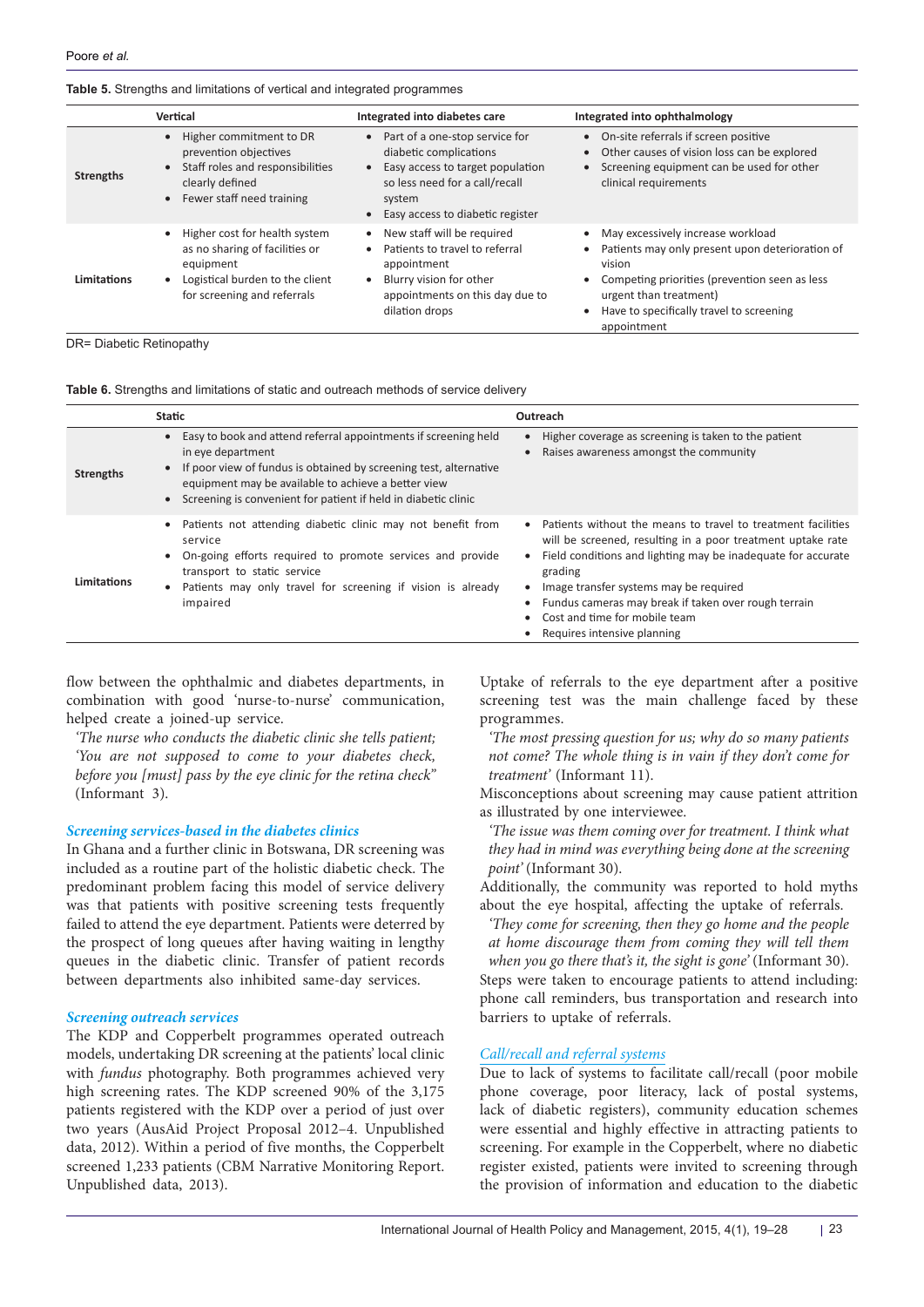**Table 5.** Strengths and limitations of vertical and integrated programmes

| | Vertical | Integrated into diabetes care | Integrated into ophthalmology |
|---|---|---|---|
| **Strengths** | • Higher commitment to DR prevention objectives<br>• Staff roles and responsibilities clearly defined<br>• Fewer staff need training | • Part of a one-stop service for diabetic complications<br>• Easy access to target population so less need for a call/recall system<br>• Easy access to diabetic register | • On-site referrals if screen positive<br>• Other causes of vision loss can be explored<br>• Screening equipment can be used for other clinical requirements |
| **Limitations** | • Higher cost for health system as no sharing of facilities or equipment<br>• Logistical burden to the client for screening and referrals | • New staff will be required<br>• Patients to travel to referral appointment<br>• Blurry vision for other appointments on this day due to dilation drops | • May excessively increase workload<br>• Patients may only present upon deterioration of vision<br>• Competing priorities (prevention seen as less urgent than treatment)<br>• Have to specifically travel to screening appointment |

DR= Diabetic Retinopathy

**Table 6.** Strengths and limitations of static and outreach methods of service delivery

| | Static | Outreach |
|---|---|---|
| **Strengths** | • Easy to book and attend referral appointments if screening held in eye department<br>• If poor view of fundus is obtained by screening test, alternative equipment may be available to achieve a better view<br>• Screening is convenient for patient if held in diabetic clinic | • Higher coverage as screening is taken to the patient<br>• Raises awareness amongst the community |
| **Limitations** | • Patients not attending diabetic clinic may not benefit from service<br>• On-going efforts required to promote services and provide transport to static service<br>• Patients may only travel for screening if vision is already impaired | • Patients without the means to travel to treatment facilities will be screened, resulting in a poor treatment uptake rate<br>• Field conditions and lighting may be inadequate for accurate grading<br>• Image transfer systems may be required<br>• Fundus cameras may break if taken over rough terrain<br>• Cost and time for mobile team<br>• Requires intensive planning |

flow between the ophthalmic and diabetes departments, in combination with good 'nurse-to-nurse' communication, helped create a joined-up service.

*'The nurse who conducts the diabetic clinic she tells patient; 'You are not supposed to come to your diabetes check, before you [must] pass by the eye clinic for the retina check"* (Informant 3).

### *Screening services-based in the diabetes clinics*

In Ghana and a further clinic in Botswana, DR screening was included as a routine part of the holistic diabetic check. The predominant problem facing this model of service delivery was that patients with positive screening tests frequently failed to attend the eye department. Patients were deterred by the prospect of long queues after having waiting in lengthy queues in the diabetic clinic. Transfer of patient records between departments also inhibited same-day services.

### *Screening outreach services*

The KDP and Copperbelt programmes operated outreach models, undertaking DR screening at the patients' local clinic with *fundus* photography. Both programmes achieved very high screening rates. The KDP screened 90% of the 3,175 patients registered with the KDP over a period of just over two years (AusAid Project Proposal 2012–4. Unpublished data, 2012). Within a period of five months, the Copperbelt screened 1,233 patients (CBM Narrative Monitoring Report. Unpublished data, 2013).

Uptake of referrals to the eye department after a positive screening test was the main challenge faced by these programmes.

*'The most pressing question for us; why do so many patients not come? The whole thing is in vain if they don't come for treatment'* (Informant 11).

Misconceptions about screening may cause patient attrition as illustrated by one interviewee.

*'The issue was them coming over for treatment. I think what they had in mind was everything being done at the screening point'* (Informant 30).

Additionally, the community was reported to hold myths about the eye hospital, affecting the uptake of referrals.

*'They come for screening, then they go home and the people at home discourage them from coming they will tell them when you go there that's it, the sight is gone'* (Informant 30).

Steps were taken to encourage patients to attend including: phone call reminders, bus transportation and research into barriers to uptake of referrals.

### *Call/recall and referral systems*

Due to lack of systems to facilitate call/recall (poor mobile phone coverage, poor literacy, lack of postal systems, lack of diabetic registers), community education schemes were essential and highly effective in attracting patients to screening. For example in the Copperbelt, where no diabetic register existed, patients were invited to screening through the provision of information and education to the diabetic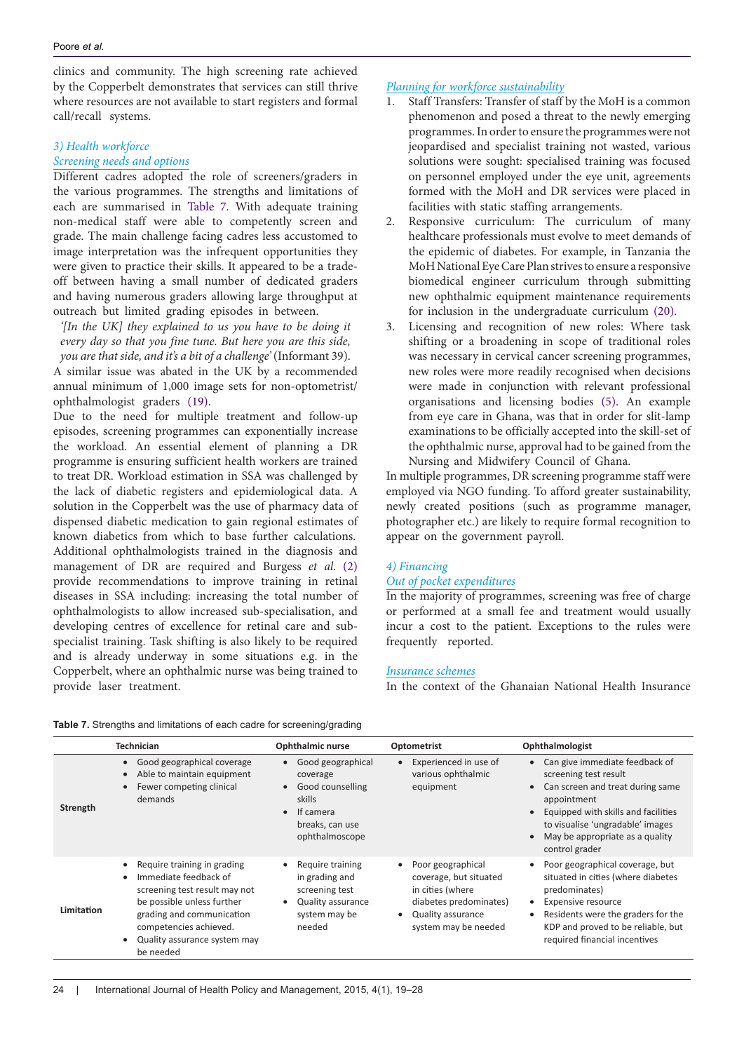clinics and community. The high screening rate achieved by the Copperbelt demonstrates that services can still thrive where resources are not available to start registers and formal call/recall systems.

### *3) Health workforce*

#### *Screening needs and options*

Different cadres adopted the role of screeners/graders in the various programmes. The strengths and limitations of each are summarised in Table 7. With adequate training non-medical staff were able to competently screen and grade. The main challenge facing cadres less accustomed to image interpretation was the infrequent opportunities they were given to practice their skills. It appeared to be a trade-off between having a small number of dedicated graders and having numerous graders allowing large throughput at outreach but limited grading episodes in between.

*'[In the UK] they explained to us you have to be doing it every day so that you fine tune. But here you are this side, you are that side, and it's a bit of a challenge'* (Informant 39).

A similar issue was abated in the UK by a recommended annual minimum of 1,000 image sets for non-optometrist/ophthalmologist graders (19).

Due to the need for multiple treatment and follow-up episodes, screening programmes can exponentially increase the workload. An essential element of planning a DR programme is ensuring sufficient health workers are trained to treat DR. Workload estimation in SSA was challenged by the lack of diabetic registers and epidemiological data. A solution in the Copperbelt was the use of pharmacy data of dispensed diabetic medication to gain regional estimates of known diabetics from which to base further calculations. Additional ophthalmologists trained in the diagnosis and management of DR are required and Burgess *et al.* (2) provide recommendations to improve training in retinal diseases in SSA including: increasing the total number of ophthalmologists to allow increased sub-specialisation, and developing centres of excellence for retinal care and sub-specialist training. Task shifting is also likely to be required and is already underway in some situations e.g. in the Copperbelt, where an ophthalmic nurse was being trained to provide laser treatment.

#### *Planning for workforce sustainability*

1. Staff Transfers: Transfer of staff by the MoH is a common phenomenon and posed a threat to the newly emerging programmes. In order to ensure the programmes were not jeopardised and specialist training not wasted, various solutions were sought: specialised training was focused on personnel employed under the eye unit, agreements formed with the MoH and DR services were placed in facilities with static staffing arrangements.
2. Responsive curriculum: The curriculum of many healthcare professionals must evolve to meet demands of the epidemic of diabetes. For example, in Tanzania the MoH National Eye Care Plan strives to ensure a responsive biomedical engineer curriculum through submitting new ophthalmic equipment maintenance requirements for inclusion in the undergraduate curriculum (20).
3. Licensing and recognition of new roles: Where task shifting or a broadening in scope of traditional roles was necessary in cervical cancer screening programmes, new roles were more readily recognised when decisions were made in conjunction with relevant professional organisations and licensing bodies (5). An example from eye care in Ghana, was that in order for slit-lamp examinations to be officially accepted into the skill-set of the ophthalmic nurse, approval had to be gained from the Nursing and Midwifery Council of Ghana.

In multiple programmes, DR screening programme staff were employed via NGO funding. To afford greater sustainability, newly created positions (such as programme manager, photographer etc.) are likely to require formal recognition to appear on the government payroll.

### *4) Financing*

#### *Out of pocket expenditures*

In the majority of programmes, screening was free of charge or performed at a small fee and treatment would usually incur a cost to the patient. Exceptions to the rules were frequently reported.

#### *Insurance schemes*

In the context of the Ghanaian National Health Insurance

**Table 7.** Strengths and limitations of each cadre for screening/grading

| | Technician | Ophthalmic nurse | Optometrist | Ophthalmologist |
|---|---|---|---|---|
| **Strength** | • Good geographical coverage<br>• Able to maintain equipment<br>• Fewer competing clinical demands | • Good geographical coverage<br>• Good counselling skills<br>• If camera breaks, can use ophthalmoscope | • Experienced in use of various ophthalmic equipment | • Can give immediate feedback of screening test result<br>• Can screen and treat during same appointment<br>• Equipped with skills and facilities to visualise 'ungradable' images<br>• May be appropriate as a quality control grader |
| **Limitation** | • Require training in grading<br>• Immediate feedback of screening test result may not be possible unless further grading and communication competencies achieved.<br>• Quality assurance system may be needed | • Require training in grading and screening test<br>• Quality assurance system may be needed | • Poor geographical coverage, but situated in cities (where diabetes predominates)<br>• Quality assurance system may be needed | • Poor geographical coverage, but situated in cities (where diabetes predominates)<br>• Expensive resource<br>• Residents were the graders for the KDP and proved to be reliable, but required financial incentives |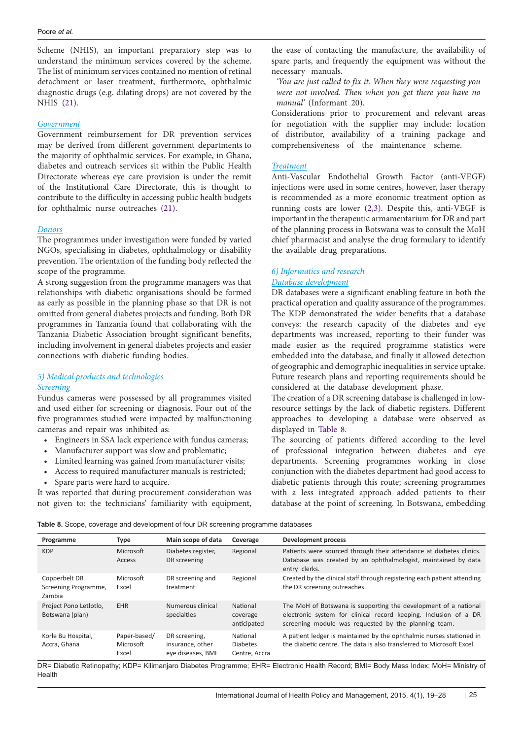Scheme (NHIS), an important preparatory step was to understand the minimum services covered by the scheme. The list of minimum services contained no mention of retinal detachment or laser treatment, furthermore, ophthalmic diagnostic drugs (e.g. dilating drops) are not covered by the NHIS (21).

#### Government

Government reimbursement for DR prevention services may be derived from different government departments to the majority of ophthalmic services. For example, in Ghana, diabetes and outreach services sit within the Public Health Directorate whereas eye care provision is under the remit of the Institutional Care Directorate, this is thought to contribute to the difficulty in accessing public health budgets for ophthalmic nurse outreaches (21).

#### Donors

The programmes under investigation were funded by varied NGOs, specialising in diabetes, ophthalmology or disability prevention. The orientation of the funding body reflected the scope of the programme.

A strong suggestion from the programme managers was that relationships with diabetic organisations should be formed as early as possible in the planning phase so that DR is not omitted from general diabetes projects and funding. Both DR programmes in Tanzania found that collaborating with the Tanzania Diabetic Association brought significant benefits, including involvement in general diabetes projects and easier connections with diabetic funding bodies.

### 5) Medical products and technologies

#### Screening

Fundus cameras were possessed by all programmes visited and used either for screening or diagnosis. Four out of the five programmes studied were impacted by malfunctioning cameras and repair was inhibited as:

- Engineers in SSA lack experience with fundus cameras;
- Manufacturer support was slow and problematic;
- Limited learning was gained from manufacturer visits;
- Access to required manufacturer manuals is restricted;
- Spare parts were hard to acquire.

It was reported that during procurement consideration was not given to: the technicians' familiarity with equipment, the ease of contacting the manufacture, the availability of spare parts, and frequently the equipment was without the necessary manuals.

*'You are just called to fix it. When they were requesting you were not involved. Then when you get there you have no manual'* (Informant 20).

Considerations prior to procurement and relevant areas for negotiation with the supplier may include: location of distributor, availability of a training package and comprehensiveness of the maintenance scheme.

#### Treatment

Anti-Vascular Endothelial Growth Factor (anti-VEGF) injections were used in some centres, however, laser therapy is recommended as a more economic treatment option as running costs are lower (2,3). Despite this, anti-VEGF is important in the therapeutic armamentarium for DR and part of the planning process in Botswana was to consult the MoH chief pharmacist and analyse the drug formulary to identify the available drug preparations.

### 6) Informatics and research

#### Database development

DR databases were a significant enabling feature in both the practical operation and quality assurance of the programmes. The KDP demonstrated the wider benefits that a database conveys: the research capacity of the diabetes and eye departments was increased, reporting to their funder was made easier as the required programme statistics were embedded into the database, and finally it allowed detection of geographic and demographic inequalities in service uptake. Future research plans and reporting requirements should be considered at the database development phase.

The creation of a DR screening database is challenged in low-resource settings by the lack of diabetic registers. Different approaches to developing a database were observed as displayed in Table 8.

The sourcing of patients differed according to the level of professional integration between diabetes and eye departments. Screening programmes working in close conjunction with the diabetes department had good access to diabetic patients through this route; screening programmes with a less integrated approach added patients to their database at the point of screening. In Botswana, embedding

**Table 8.** Scope, coverage and development of four DR screening programme databases

| Programme | Type | Main scope of data | Coverage | Development process |
|---|---|---|---|---|
| KDP | Microsoft Access | Diabetes register, DR screening | Regional | Patients were sourced through their attendance at diabetes clinics. Database was created by an ophthalmologist, maintained by data entry clerks. |
| Copperbelt DR Screening Programme, Zambia | Microsoft Excel | DR screening and treatment | Regional | Created by the clinical staff through registering each patient attending the DR screening outreaches. |
| Project Pono Letlotlo, Botswana (plan) | EHR | Numerous clinical specialties | National coverage anticipated | The MoH of Botswana is supporting the development of a national electronic system for clinical record keeping. Inclusion of a DR screening module was requested by the planning team. |
| Korle Bu Hospital, Accra, Ghana | Paper-based/ Microsoft Excel | DR screening, insurance, other eye diseases, BMI | National Diabetes Centre, Accra | A patient ledger is maintained by the ophthalmic nurses stationed in the diabetic centre. The data is also transferred to Microsoft Excel. |

DR= Diabetic Retinopathy; KDP= Kilimanjaro Diabetes Programme; EHR= Electronic Health Record; BMI= Body Mass Index; MoH= Ministry of Health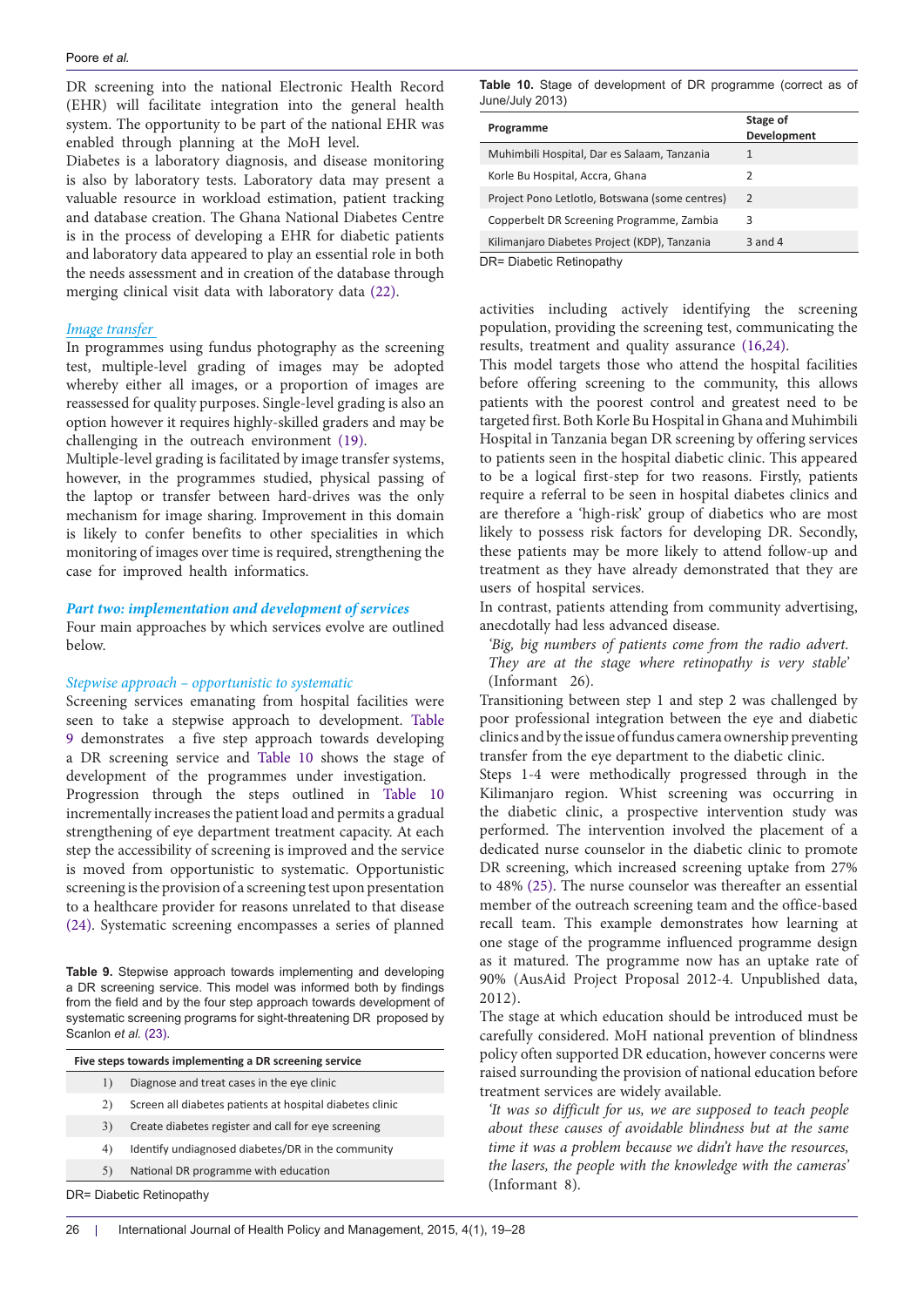DR screening into the national Electronic Health Record (EHR) will facilitate integration into the general health system. The opportunity to be part of the national EHR was enabled through planning at the MoH level.

Diabetes is a laboratory diagnosis, and disease monitoring is also by laboratory tests. Laboratory data may present a valuable resource in workload estimation, patient tracking and database creation. The Ghana National Diabetes Centre is in the process of developing a EHR for diabetic patients and laboratory data appeared to play an essential role in both the needs assessment and in creation of the database through merging clinical visit data with laboratory data (22).

*Image transfer*

In programmes using fundus photography as the screening test, multiple-level grading of images may be adopted whereby either all images, or a proportion of images are reassessed for quality purposes. Single-level grading is also an option however it requires highly-skilled graders and may be challenging in the outreach environment (19).

Multiple-level grading is facilitated by image transfer systems, however, in the programmes studied, physical passing of the laptop or transfer between hard-drives was the only mechanism for image sharing. Improvement in this domain is likely to confer benefits to other specialities in which monitoring of images over time is required, strengthening the case for improved health informatics.

## *Part two: implementation and development of services*

Four main approaches by which services evolve are outlined below.

*Stepwise approach – opportunistic to systematic*

Screening services emanating from hospital facilities were seen to take a stepwise approach to development. Table 9 demonstrates a five step approach towards developing a DR screening service and Table 10 shows the stage of development of the programmes under investigation.

Progression through the steps outlined in Table 10 incrementally increases the patient load and permits a gradual strengthening of eye department treatment capacity. At each step the accessibility of screening is improved and the service is moved from opportunistic to systematic. Opportunistic screening is the provision of a screening test upon presentation to a healthcare provider for reasons unrelated to that disease (24). Systematic screening encompasses a series of planned activities including actively identifying the screening population, providing the screening test, communicating the results, treatment and quality assurance (16,24).

**Table 9.** Stepwise approach towards implementing and developing a DR screening service. This model was informed both by findings from the field and by the four step approach towards development of systematic screening programs for sight-threatening DR proposed by Scanlon *et al.* (23).

| Five steps towards implementing a DR screening service | |
|---|---|
| 1) | Diagnose and treat cases in the eye clinic |
| 2) | Screen all diabetes patients at hospital diabetic clinic |
| 3) | Create diabetes register and call for eye screening |
| 4) | Identify undiagnosed diabetes/DR in the community |
| 5) | National DR programme with education |

DR= Diabetic Retinopathy

**Table 10.** Stage of development of DR programme (correct as of June/July 2013)

| Programme | Stage of Development |
|---|---|
| Muhimbili Hospital, Dar es Salaam, Tanzania | 1 |
| Korle Bu Hospital, Accra, Ghana | 2 |
| Project Pono Letlotlo, Botswana (some centres) | 2 |
| Copperbelt DR Screening Programme, Zambia | 3 |
| Kilimanjaro Diabetes Project (KDP), Tanzania | 3 and 4 |

DR= Diabetic Retinopathy

This model targets those who attend the hospital facilities before offering screening to the community, this allows patients with the poorest control and greatest need to be targeted first. Both Korle Bu Hospital in Ghana and Muhimbili Hospital in Tanzania began DR screening by offering services to patients seen in the hospital diabetic clinic. This appeared to be a logical first-step for two reasons. Firstly, patients require a referral to be seen in hospital diabetes clinics and are therefore a 'high-risk' group of diabetics who are most likely to possess risk factors for developing DR. Secondly, these patients may be more likely to attend follow-up and treatment as they have already demonstrated that they are users of hospital services.

In contrast, patients attending from community advertising, anecdotally had less advanced disease.

> *'Big, big numbers of patients come from the radio advert. They are at the stage where retinopathy is very stable'* (Informant 26).

Transitioning between step 1 and step 2 was challenged by poor professional integration between the eye and diabetic clinics and by the issue of fundus camera ownership preventing transfer from the eye department to the diabetic clinic.

Steps 1-4 were methodically progressed through in the Kilimanjaro region. Whilst screening was occurring in the diabetic clinic, a prospective intervention study was performed. The intervention involved the placement of a dedicated nurse counselor in the diabetic clinic to promote DR screening, which increased screening uptake from 27% to 48% (25). The nurse counselor was thereafter an essential member of the outreach screening team and the office-based recall team. This example demonstrates how learning at one stage of the programme influenced programme design as it matured. The programme now has an uptake rate of 90% (AusAid Project Proposal 2012-4. Unpublished data, 2012).

The stage at which education should be introduced must be carefully considered. MoH national prevention of blindness policy often supported DR education, however concerns were raised surrounding the provision of national education before treatment services are widely available.

> *'It was so difficult for us, we are supposed to teach people about these causes of avoidable blindness but at the same time it was a problem because we didn't have the resources, the lasers, the people with the knowledge with the cameras'* (Informant 8).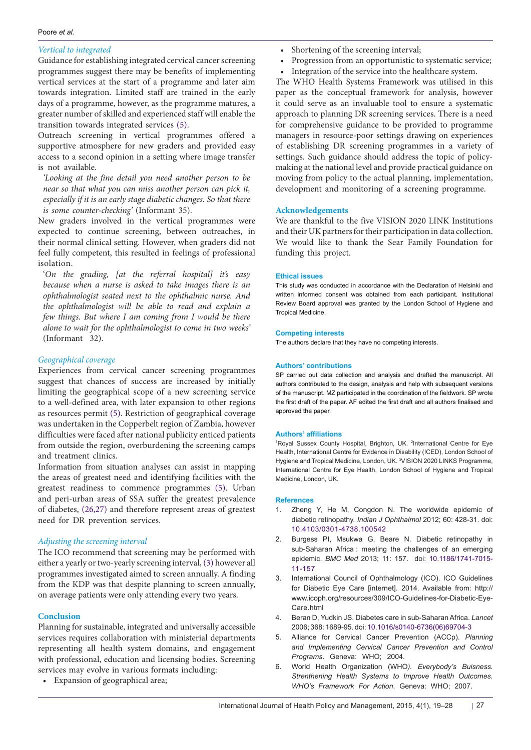### Vertical to integrated

Guidance for establishing integrated cervical cancer screening programmes suggest there may be benefits of implementing vertical services at the start of a programme and later aim towards integration. Limited staff are trained in the early days of a programme, however, as the programme matures, a greater number of skilled and experienced staff will enable the transition towards integrated services (5).

Outreach screening in vertical programmes offered a supportive atmosphere for new graders and provided easy access to a second opinion in a setting where image transfer is not available.

*'Looking at the fine detail you need another person to be near so that what you can miss another person can pick it, especially if it is an early stage diabetic changes. So that there is some counter-checking'* (Informant 35).

New graders involved in the vertical programmes were expected to continue screening, between outreaches, in their normal clinical setting. However, when graders did not feel fully competent, this resulted in feelings of professional isolation.

'*On the grading, [at the referral hospital] it's easy because when a nurse is asked to take images there is an ophthalmologist seated next to the ophthalmic nurse. And the ophthalmologist will be able to read and explain a few things. But where I am coming from I would be there alone to wait for the ophthalmologist to come in two weeks'* (Informant 32).

### Geographical coverage

Experiences from cervical cancer screening programmes suggest that chances of success are increased by initially limiting the geographical scope of a new screening service to a well-defined area, with later expansion to other regions as resources permit (5). Restriction of geographical coverage was undertaken in the Copperbelt region of Zambia, however difficulties were faced after national publicity enticed patients from outside the region, overburdening the screening camps and treatment clinics.

Information from situation analyses can assist in mapping the areas of greatest need and identifying facilities with the greatest readiness to commence programmes (5). Urban and peri-urban areas of SSA suffer the greatest prevalence of diabetes, (26,27) and therefore represent areas of greatest need for DR prevention services.

### Adjusting the screening interval

The ICO recommend that screening may be performed with either a yearly or two-yearly screening interval, (3) however all programmes investigated aimed to screen annually. A finding from the KDP was that despite planning to screen annually, on average patients were only attending every two years.

## Conclusion

Planning for sustainable, integrated and universally accessible services requires collaboration with ministerial departments representing all health system domains, and engagement with professional, education and licensing bodies. Screening services may evolve in various formats including:

- Expansion of geographical area;
- Shortening of the screening interval;
- Progression from an opportunistic to systematic service;
- Integration of the service into the healthcare system.

The WHO Health Systems Framework was utilised in this paper as the conceptual framework for analysis, however it could serve as an invaluable tool to ensure a systematic approach to planning DR screening services. There is a need for comprehensive guidance to be provided to programme managers in resource-poor settings drawing on experiences of establishing DR screening programmes in a variety of settings. Such guidance should address the topic of policy-making at the national level and provide practical guidance on moving from policy to the actual planning, implementation, development and monitoring of a screening programme.

## Acknowledgements

We are thankful to the five VISION 2020 LINK Institutions and their UK partners for their participation in data collection. We would like to thank the Sear Family Foundation for funding this project.

### Ethical issues

This study was conducted in accordance with the Declaration of Helsinki and written informed consent was obtained from each participant. Institutional Review Board approval was granted by the London School of Hygiene and Tropical Medicine.

### Competing interests

The authors declare that they have no competing interests.

### Authors' contributions

SP carried out data collection and analysis and drafted the manuscript. All authors contributed to the design, analysis and help with subsequent versions of the manuscript. MZ participated in the coordination of the fieldwork. SP wrote the first draft of the paper. AF edited the first draft and all authors finalised and approved the paper.

### Authors' affiliations

[1]Royal Sussex County Hospital, Brighton, UK. [2]International Centre for Eye Health, International Centre for Evidence in Disability (ICED), London School of Hygiene and Tropical Medicine, London, UK. [3]VISION 2020 LINKS Programme, International Centre for Eye Health, London School of Hygiene and Tropical Medicine, London, UK.

### References

1. Zheng Y, He M, Congdon N. The worldwide epidemic of diabetic retinopathy. *Indian J Ophthalmol* 2012; 60: 428-31. doi: 10.4103/0301-4738.100542
2. Burgess PI, Msukwa G, Beare N. Diabetic retinopathy in sub-Saharan Africa : meeting the challenges of an emerging epidemic. *BMC Med* 2013; 11: 157. doi: 10.1186/1741-7015-11-157
3. International Council of Ophthalmology (ICO). ICO Guidelines for Diabetic Eye Care [internet]. 2014. Available from: http://www.icoph.org/resources/309/ICO-Guidelines-for-Diabetic-Eye-Care.html
4. Beran D, Yudkin JS. Diabetes care in sub-Saharan Africa. *Lancet* 2006; 368: 1689-95. doi: 10.1016/s0140-6736(06)69704-3
5. Alliance for Cervical Cancer Prevention (ACCp). *Planning and Implementing Cervical Cancer Prevention and Control Programs*. Geneva: WHO; 2004.
6. World Health Organization (WHO). *Everybody's Buisness. Strenthening Health Systems to Improve Health Outcomes. WHO's Framework For Action*. Geneva: WHO; 2007.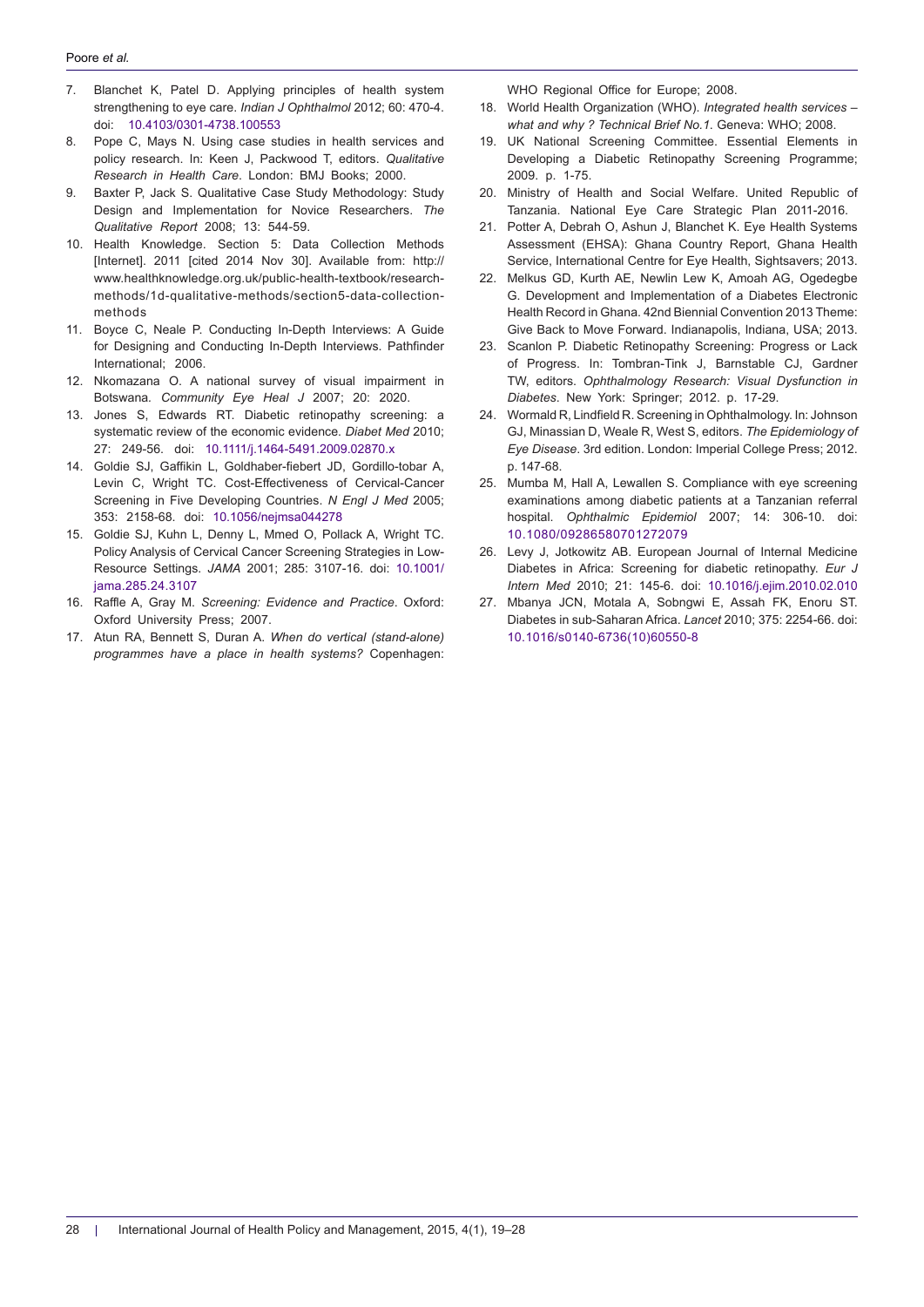7. Blanchet K, Patel D. Applying principles of health system strengthening to eye care. *Indian J Ophthalmol* 2012; 60: 470-4. doi: 10.4103/0301-4738.100553
8. Pope C, Mays N. Using case studies in health services and policy research. In: Keen J, Packwood T, editors. *Qualitative Research in Health Care*. London: BMJ Books; 2000.
9. Baxter P, Jack S. Qualitative Case Study Methodology: Study Design and Implementation for Novice Researchers. *The Qualitative Report* 2008; 13: 544-59.
10. Health Knowledge. Section 5: Data Collection Methods [Internet]. 2011 [cited 2014 Nov 30]. Available from: http://www.healthknowledge.org.uk/public-health-textbook/research-methods/1d-qualitative-methods/section5-data-collection-methods
11. Boyce C, Neale P. Conducting In-Depth Interviews: A Guide for Designing and Conducting In-Depth Interviews. Pathfinder International; 2006.
12. Nkomazana O. A national survey of visual impairment in Botswana. *Community Eye Heal J* 2007; 20: 2020.
13. Jones S, Edwards RT. Diabetic retinopathy screening: a systematic review of the economic evidence. *Diabet Med* 2010; 27: 249-56. doi: 10.1111/j.1464-5491.2009.02870.x
14. Goldie SJ, Gaffikin L, Goldhaber-fiebert JD, Gordillo-tobar A, Levin C, Wright TC. Cost-Effectiveness of Cervical-Cancer Screening in Five Developing Countries. *N Engl J Med* 2005; 353: 2158-68. doi: 10.1056/nejmsa044278
15. Goldie SJ, Kuhn L, Denny L, Mmed O, Pollack A, Wright TC. Policy Analysis of Cervical Cancer Screening Strategies in Low-Resource Settings. *JAMA* 2001; 285: 3107-16. doi: 10.1001/jama.285.24.3107
16. Raffle A, Gray M. *Screening: Evidence and Practice*. Oxford: Oxford University Press; 2007.
17. Atun RA, Bennett S, Duran A. *When do vertical (stand-alone) programmes have a place in health systems?* Copenhagen: WHO Regional Office for Europe; 2008.
18. World Health Organization (WHO). *Integrated health services – what and why ? Technical Brief No.1*. Geneva: WHO; 2008.
19. UK National Screening Committee. Essential Elements in Developing a Diabetic Retinopathy Screening Programme; 2009. p. 1-75.
20. Ministry of Health and Social Welfare. United Republic of Tanzania. National Eye Care Strategic Plan 2011-2016.
21. Potter A, Debrah O, Ashun J, Blanchet K. Eye Health Systems Assessment (EHSA): Ghana Country Report, Ghana Health Service, International Centre for Eye Health, Sightsavers; 2013.
22. Melkus GD, Kurth AE, Newlin Lew K, Amoah AG, Ogedegbe G. Development and Implementation of a Diabetes Electronic Health Record in Ghana. 42nd Biennial Convention 2013 Theme: Give Back to Move Forward. Indianapolis, Indiana, USA; 2013.
23. Scanlon P. Diabetic Retinopathy Screening: Progress or Lack of Progress. In: Tombran-Tink J, Barnstable CJ, Gardner TW, editors. *Ophthalmology Research: Visual Dysfunction in Diabetes*. New York: Springer; 2012. p. 17-29.
24. Wormald R, Lindfield R. Screening in Ophthalmology. In: Johnson GJ, Minassian D, Weale R, West S, editors. *The Epidemiology of Eye Disease*. 3rd edition. London: Imperial College Press; 2012. p. 147-68.
25. Mumba M, Hall A, Lewallen S. Compliance with eye screening examinations among diabetic patients at a Tanzanian referral hospital. *Ophthalmic Epidemiol* 2007; 14: 306-10. doi: 10.1080/09286580701272079
26. Levy J, Jotkowitz AB. European Journal of Internal Medicine Diabetes in Africa: Screening for diabetic retinopathy. *Eur J Intern Med* 2010; 21: 145-6. doi: 10.1016/j.ejim.2010.02.010
27. Mbanya JCN, Motala A, Sobngwi E, Assah FK, Enoru ST. Diabetes in sub-Saharan Africa. *Lancet* 2010; 375: 2254-66. doi: 10.1016/s0140-6736(10)60550-8